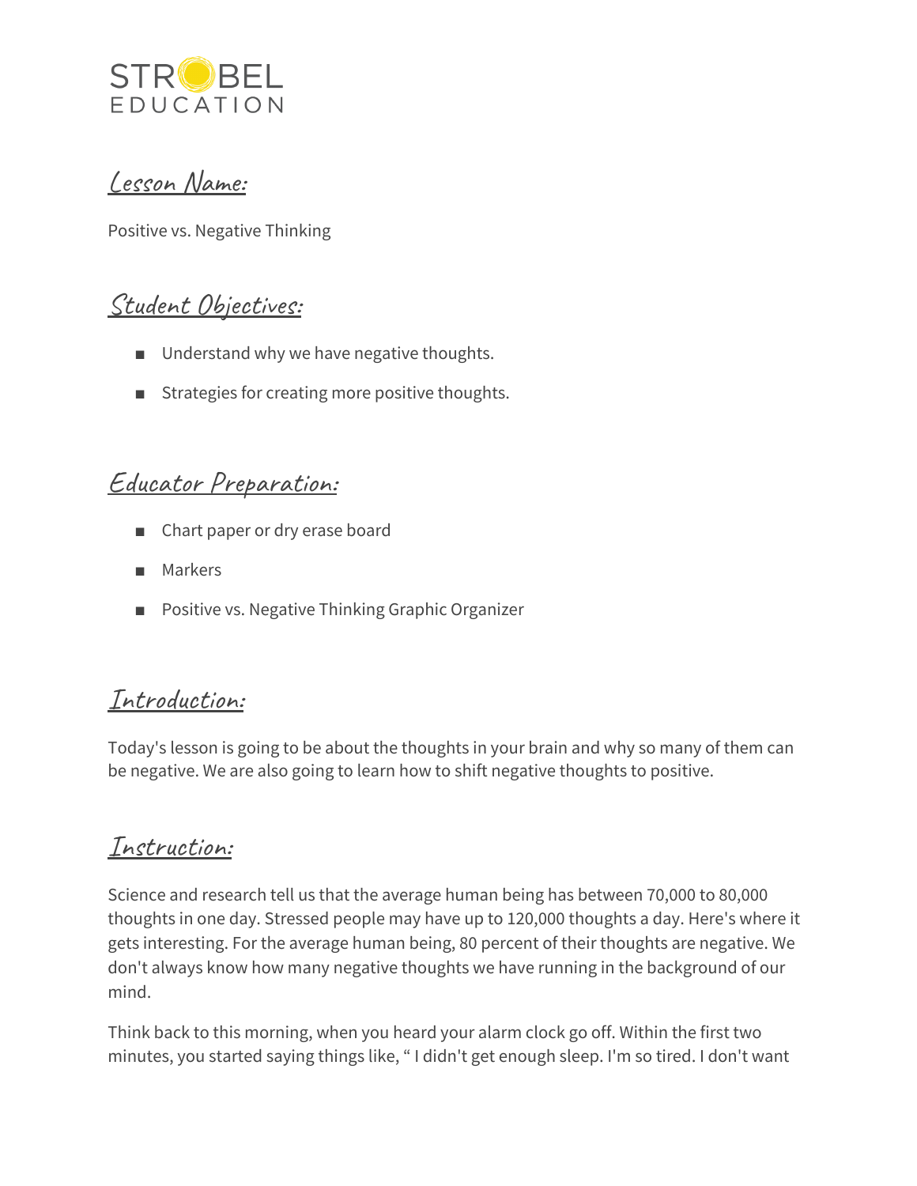STROBEL EDUCATION

## Lesson Name:

Positive vs. Negative Thinking

## Student Objectives:

- Understand why we have negative thoughts.
- Strategies for creating more positive thoughts.

## Educator Preparation:

- Chart paper or dry erase board
- Markers
- Positive vs. Negative Thinking Graphic Organizer

## Introduction:

Today's lesson is going to be about the thoughts in your brain and why so many of them can be negative. We are also going to learn how to shift negative thoughts to positive.

## Instruction:

Science and research tell us that the average human being has between 70,000 to 80,000 thoughts in one day. Stressed people may have up to 120,000 thoughts a day. Here's where it gets interesting. For the average human being, 80 percent of their thoughts are negative. We don't always know how many negative thoughts we have running in the background of our mind.

Think back to this morning, when you heard your alarm clock go off. Within the first two minutes, you started saying things like, " I didn't get enough sleep. I'm so tired. I don't want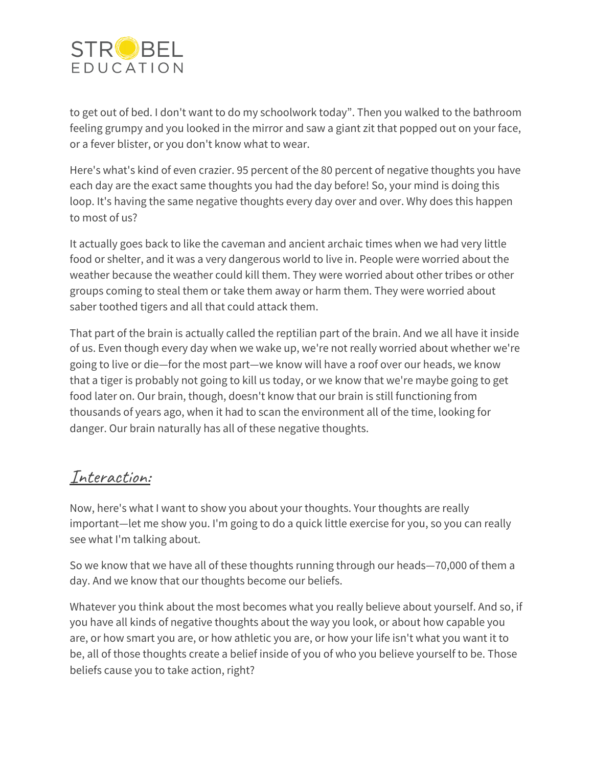to get out of bed. I don't want to do my schoolwork today". Then you walked to the bathroom feeling grumpy and you looked in the mirror and saw a giant zit that popped out on your face, or a fever blister, or you don't know what to wear.

Here's what's kind of even crazier. 95 percent of the 80 percent of negative thoughts you have each day are the exact same thoughts you had the day before! So, your mind is doing this loop. It's having the same negative thoughts every day over and over. Why does this happen to most of us?

It actually goes back to like the caveman and ancient archaic times when we had very little food or shelter, and it was a very dangerous world to live in. People were worried about the weather because the weather could kill them. They were worried about other tribes or other groups coming to steal them or take them away or harm them. They were worried about saber toothed tigers and all that could attack them.

That part of the brain is actually called the reptilian part of the brain. And we all have it inside of us. Even though every day when we wake up, we're not really worried about whether we're going to live or die—for the most part—we know will have a roof over our heads, we know that a tiger is probably not going to kill us today, or we know that we're maybe going to get food later on. Our brain, though, doesn't know that our brain is still functioning from thousands of years ago, when it had to scan the environment all of the time, looking for danger. Our brain naturally has all of these negative thoughts.

## Interaction:

Now, here's what I want to show you about your thoughts. Your thoughts are really important—let me show you. I'm going to do a quick little exercise for you, so you can really see what I'm talking about.

So we know that we have all of these thoughts running through our heads—70,000 of them a day. And we know that our thoughts become our beliefs.

Whatever you think about the most becomes what you really believe about yourself. And so, if you have all kinds of negative thoughts about the way you look, or about how capable you are, or how smart you are, or how athletic you are, or how your life isn't what you want it to be, all of those thoughts create a belief inside of you of who you believe yourself to be. Those beliefs cause you to take action, right?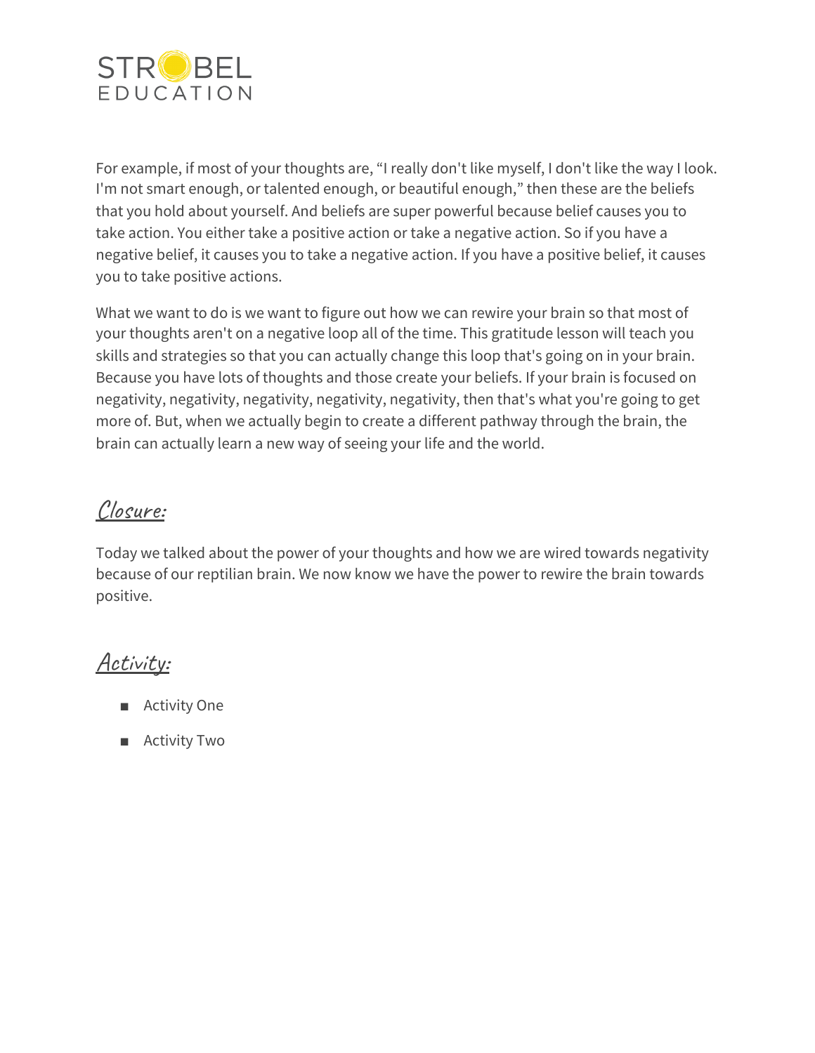For example, if most of your thoughts are, “I really don't like myself, I don't like the way I look. I'm not smart enough, or talented enough, or beautiful enough,” then these are the beliefs that you hold about yourself. And beliefs are super powerful because belief causes you to take action. You either take a positive action or take a negative action. So if you have a negative belief, it causes you to take a negative action. If you have a positive belief, it causes you to take positive actions.

What we want to do is we want to figure out how we can rewire your brain so that most of your thoughts aren't on a negative loop all of the time. This gratitude lesson will teach you skills and strategies so that you can actually change this loop that's going on in your brain. Because you have lots of thoughts and those create your beliefs. If your brain is focused on negativity, negativity, negativity, negativity, negativity, then that's what you're going to get more of. But, when we actually begin to create a different pathway through the brain, the brain can actually learn a new way of seeing your life and the world.

## Closure:

Today we talked about the power of your thoughts and how we are wired towards negativity because of our reptilian brain. We now know we have the power to rewire the brain towards positive.

## Activity:

- Activity One
- Activity Two